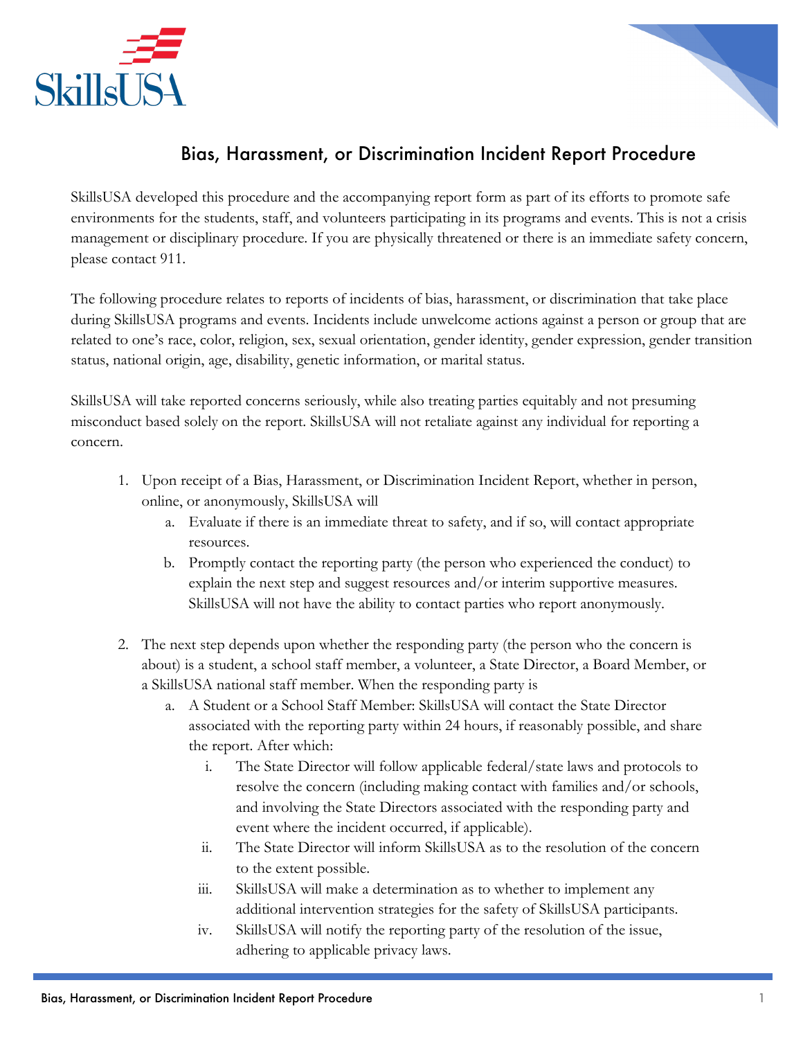# Bias, Harassment, or Discrimination Incident Report Procedure

SkillsUSA developed this procedure and the accompanying report form as part of its efforts to promote safe environments for the students, staff, and volunteers participating in its programs and events. This is not a crisis management or disciplinary procedure. If you are physically threatened or there is an immediate safety concern, please contact 911.

The following procedure relates to reports of incidents of bias, harassment, or discrimination that take place during SkillsUSA programs and events. Incidents include unwelcome actions against a person or group that are related to one's race, color, religion, sex, sexual orientation, gender identity, gender expression, gender transition status, national origin, age, disability, genetic information, or marital status.

SkillsUSA will take reported concerns seriously, while also treating parties equitably and not presuming misconduct based solely on the report. SkillsUSA will not retaliate against any individual for reporting a concern.

1. Upon receipt of a Bias, Harassment, or Discrimination Incident Report, whether in person, online, or anonymously, SkillsUSA will
   a. Evaluate if there is an immediate threat to safety, and if so, will contact appropriate resources.
   b. Promptly contact the reporting party (the person who experienced the conduct) to explain the next step and suggest resources and/or interim supportive measures. SkillsUSA will not have the ability to contact parties who report anonymously.

2. The next step depends upon whether the responding party (the person who the concern is about) is a student, a school staff member, a volunteer, a State Director, a Board Member, or a SkillsUSA national staff member. When the responding party is
   a. A Student or a School Staff Member: SkillsUSA will contact the State Director associated with the reporting party within 24 hours, if reasonably possible, and share the report. After which:
      i. The State Director will follow applicable federal/state laws and protocols to resolve the concern (including making contact with families and/or schools, and involving the State Directors associated with the responding party and event where the incident occurred, if applicable).
      ii. The State Director will inform SkillsUSA as to the resolution of the concern to the extent possible.
      iii. SkillsUSA will make a determination as to whether to implement any additional intervention strategies for the safety of SkillsUSA participants.
      iv. SkillsUSA will notify the reporting party of the resolution of the issue, adhering to applicable privacy laws.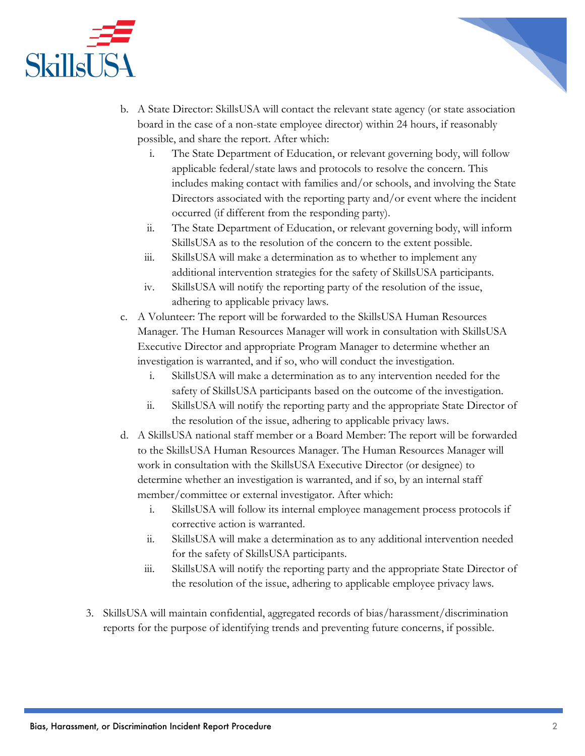b. A State Director: SkillsUSA will contact the relevant state agency (or state association board in the case of a non-state employee director) within 24 hours, if reasonably possible, and share the report. After which:
      i. The State Department of Education, or relevant governing body, will follow applicable federal/state laws and protocols to resolve the concern. This includes making contact with families and/or schools, and involving the State Directors associated with the reporting party and/or event where the incident occurred (if different from the responding party).
      ii. The State Department of Education, or relevant governing body, will inform SkillsUSA as to the resolution of the concern to the extent possible.
      iii. SkillsUSA will make a determination as to whether to implement any additional intervention strategies for the safety of SkillsUSA participants.
      iv. SkillsUSA will notify the reporting party of the resolution of the issue, adhering to applicable privacy laws.
   c. A Volunteer: The report will be forwarded to the SkillsUSA Human Resources Manager. The Human Resources Manager will work in consultation with SkillsUSA Executive Director and appropriate Program Manager to determine whether an investigation is warranted, and if so, who will conduct the investigation.
      i. SkillsUSA will make a determination as to any intervention needed for the safety of SkillsUSA participants based on the outcome of the investigation.
      ii. SkillsUSA will notify the reporting party and the appropriate State Director of the resolution of the issue, adhering to applicable privacy laws.
   d. A SkillsUSA national staff member or a Board Member: The report will be forwarded to the SkillsUSA Human Resources Manager. The Human Resources Manager will work in consultation with the SkillsUSA Executive Director (or designee) to determine whether an investigation is warranted, and if so, by an internal staff member/committee or external investigator. After which:
      i. SkillsUSA will follow its internal employee management process protocols if corrective action is warranted.
      ii. SkillsUSA will make a determination as to any additional intervention needed for the safety of SkillsUSA participants.
      iii. SkillsUSA will notify the reporting party and the appropriate State Director of the resolution of the issue, adhering to applicable employee privacy laws.

3. SkillsUSA will maintain confidential, aggregated records of bias/harassment/discrimination reports for the purpose of identifying trends and preventing future concerns, if possible.